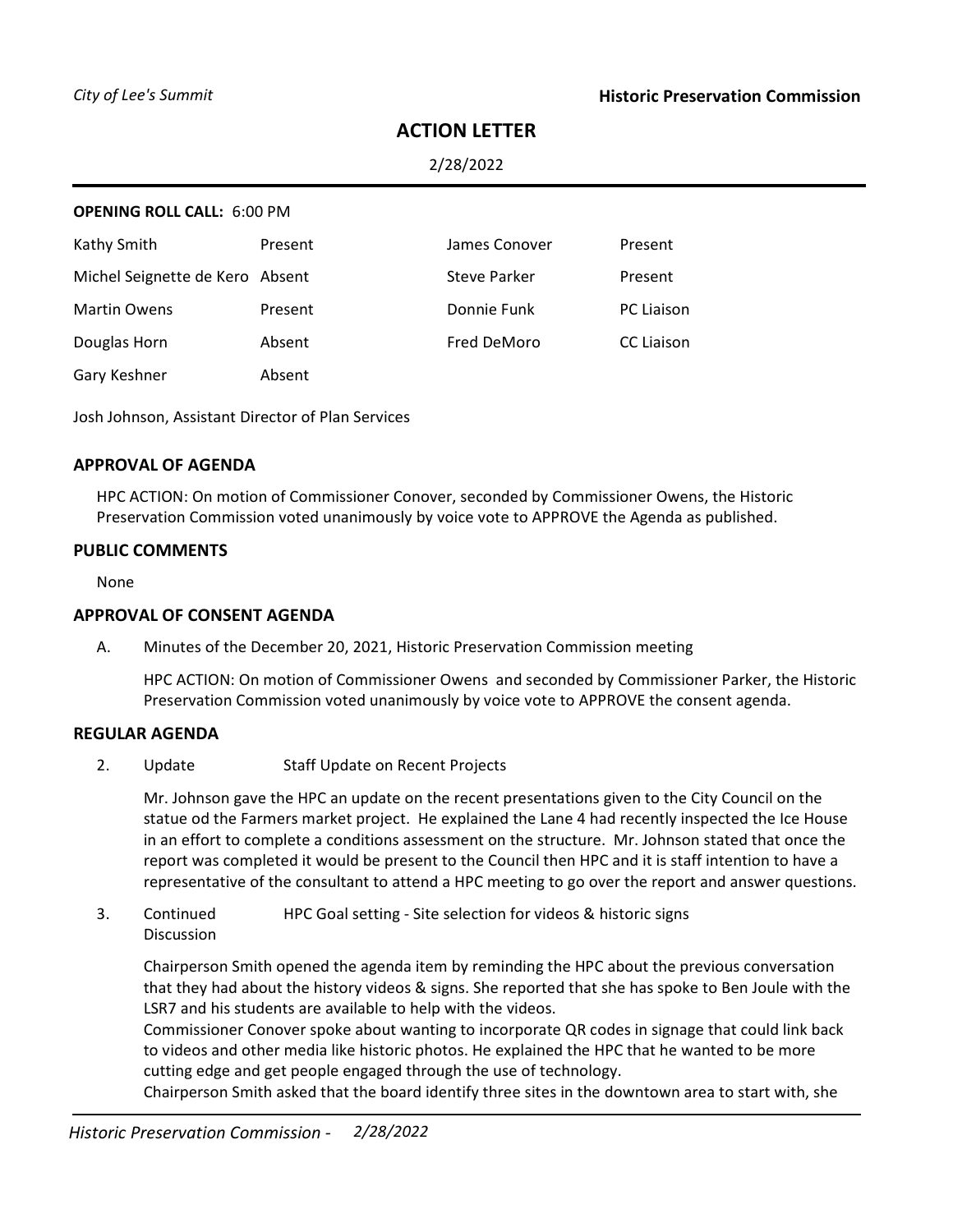*City of Lee's Summit*

**Historic Preservation Commission**

# ACTION LETTER

2/28/2022

**OPENING ROLL CALL:** 6:00 PM

| | | | |
|---|---|---|---|
| Kathy Smith | Present | James Conover | Present |
| Michel Seignette de Kero | Absent | Steve Parker | Present |
| Martin Owens | Present | Donnie Funk | PC Liaison |
| Douglas Horn | Absent | Fred DeMoro | CC Liaison |
| Gary Keshner | Absent | | |

Josh Johnson, Assistant Director of Plan Services

## APPROVAL OF AGENDA

HPC ACTION: On motion of Commissioner Conover, seconded by Commissioner Owens, the Historic Preservation Commission voted unanimously by voice vote to APPROVE the Agenda as published.

## PUBLIC COMMENTS

None

## APPROVAL OF CONSENT AGENDA

A. Minutes of the December 20, 2021, Historic Preservation Commission meeting

HPC ACTION: On motion of Commissioner Owens and seconded by Commissioner Parker, the Historic Preservation Commission voted unanimously by voice vote to APPROVE the consent agenda.

## REGULAR AGENDA

2. Update — Staff Update on Recent Projects

   Mr. Johnson gave the HPC an update on the recent presentations given to the City Council on the statue od the Farmers market project. He explained the Lane 4 had recently inspected the Ice House in an effort to complete a conditions assessment on the structure. Mr. Johnson stated that once the report was completed it would be present to the Council then HPC and it is staff intention to have a representative of the consultant to attend a HPC meeting to go over the report and answer questions.

3. Continued Discussion — HPC Goal setting - Site selection for videos & historic signs

   Chairperson Smith opened the agenda item by reminding the HPC about the previous conversation that they had about the history videos & signs. She reported that she has spoke to Ben Joule with the LSR7 and his students are available to help with the videos.
   Commissioner Conover spoke about wanting to incorporate QR codes in signage that could link back to videos and other media like historic photos. He explained the HPC that he wanted to be more cutting edge and get people engaged through the use of technology.
   Chairperson Smith asked that the board identify three sites in the downtown area to start with, she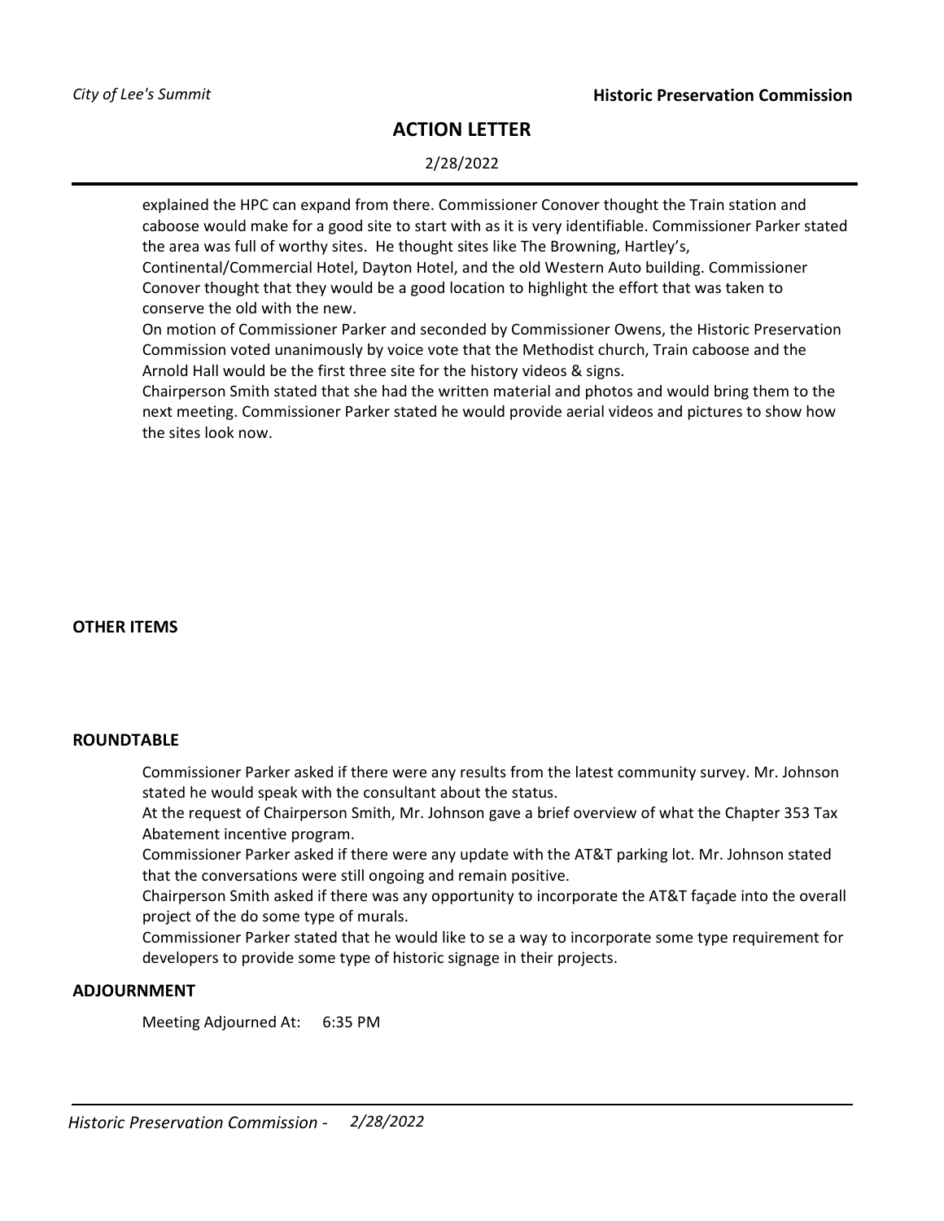explained the HPC can expand from there. Commissioner Conover thought the Train station and caboose would make for a good site to start with as it is very identifiable. Commissioner Parker stated the area was full of worthy sites. He thought sites like The Browning, Hartley's, Continental/Commercial Hotel, Dayton Hotel, and the old Western Auto building. Commissioner Conover thought that they would be a good location to highlight the effort that was taken to conserve the old with the new.

On motion of Commissioner Parker and seconded by Commissioner Owens, the Historic Preservation Commission voted unanimously by voice vote that the Methodist church, Train caboose and the Arnold Hall would be the first three site for the history videos & signs.

Chairperson Smith stated that she had the written material and photos and would bring them to the next meeting. Commissioner Parker stated he would provide aerial videos and pictures to show how the sites look now.

## OTHER ITEMS

## ROUNDTABLE

Commissioner Parker asked if there were any results from the latest community survey. Mr. Johnson stated he would speak with the consultant about the status.

At the request of Chairperson Smith, Mr. Johnson gave a brief overview of what the Chapter 353 Tax Abatement incentive program.

Commissioner Parker asked if there were any update with the AT&T parking lot. Mr. Johnson stated that the conversations were still ongoing and remain positive.

Chairperson Smith asked if there was any opportunity to incorporate the AT&T façade into the overall project of the do some type of murals.

Commissioner Parker stated that he would like to se a way to incorporate some type requirement for developers to provide some type of historic signage in their projects.

## ADJOURNMENT

Meeting Adjourned At: 6:35 PM